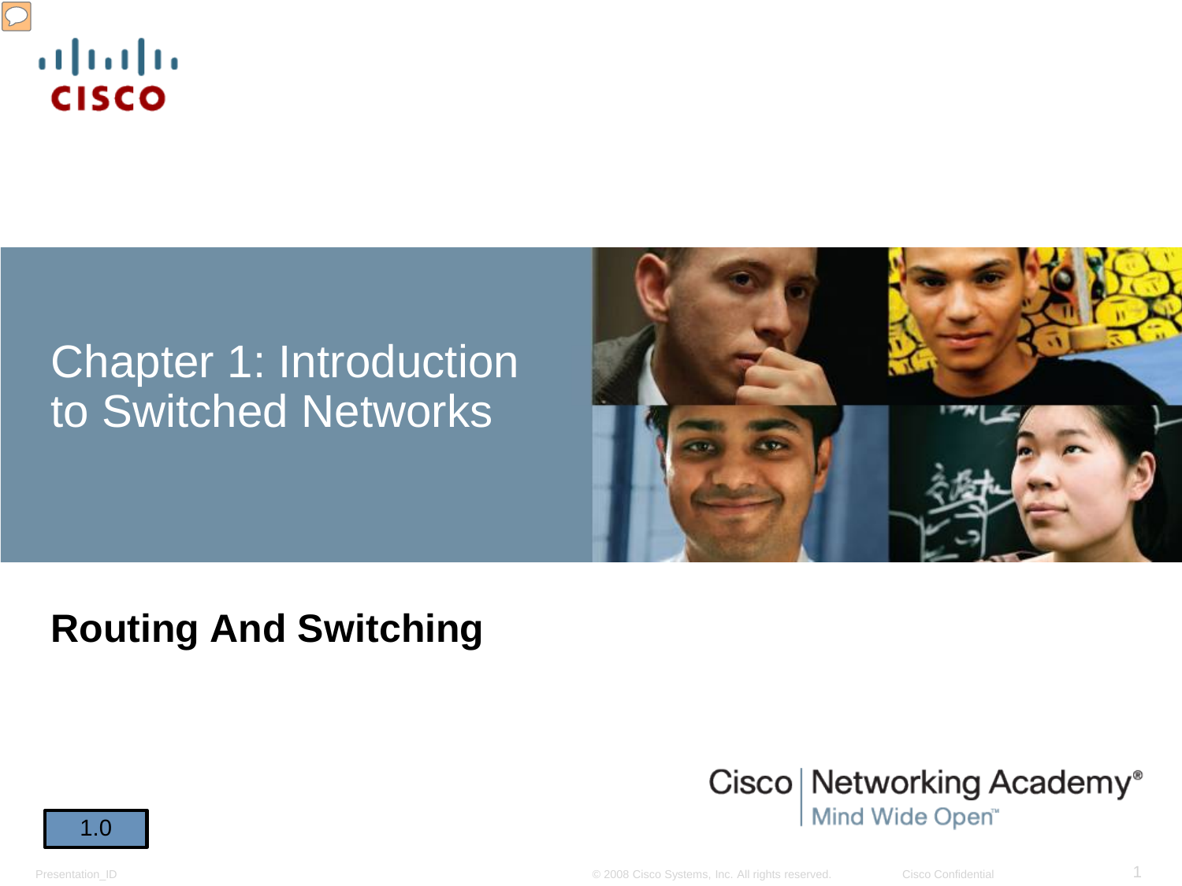# Chapter 1: Introduction to Switched Networks

**Routing And Switching**

1.0

Cisco | Networking Academy®
Mind Wide Open™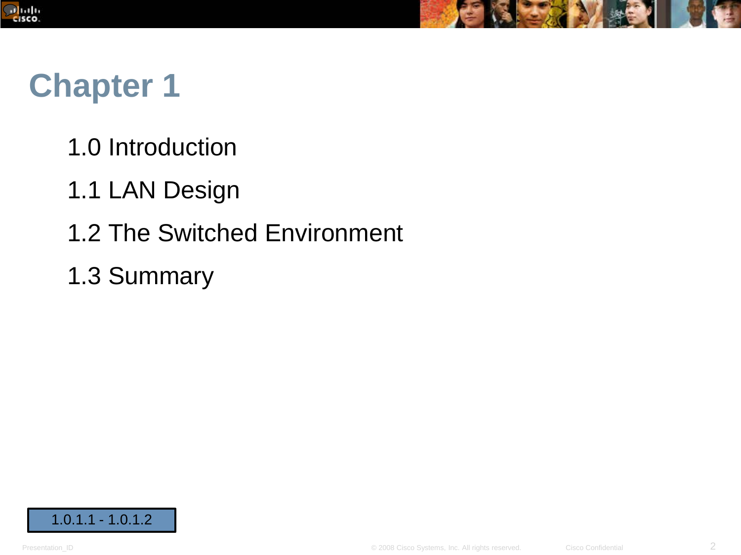# Chapter 1

1.0 Introduction

1.1 LAN Design

1.2 The Switched Environment

1.3 Summary

1.0.1.1 - 1.0.1.2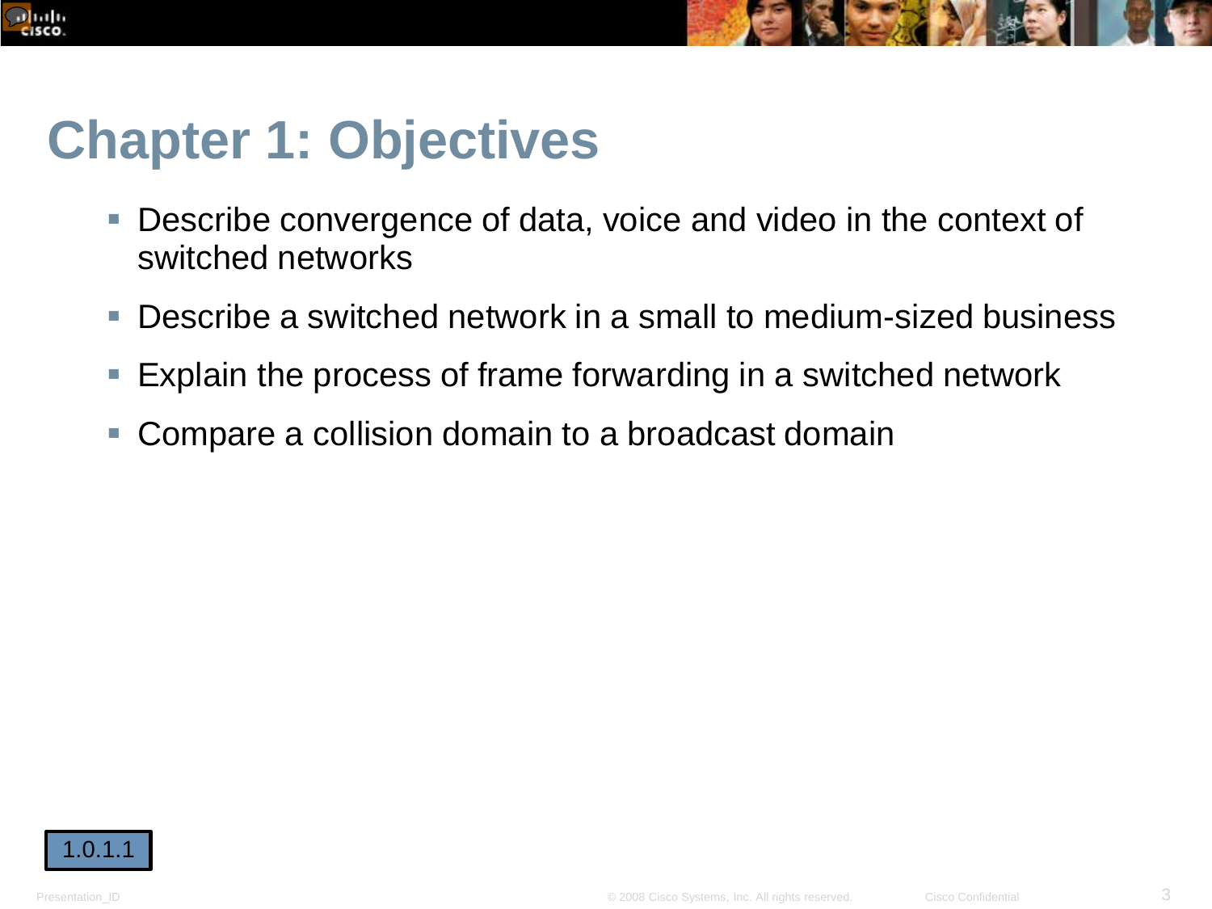# Chapter 1: Objectives

- Describe convergence of data, voice and video in the context of switched networks
- Describe a switched network in a small to medium-sized business
- Explain the process of frame forwarding in a switched network
- Compare a collision domain to a broadcast domain

1.0.1.1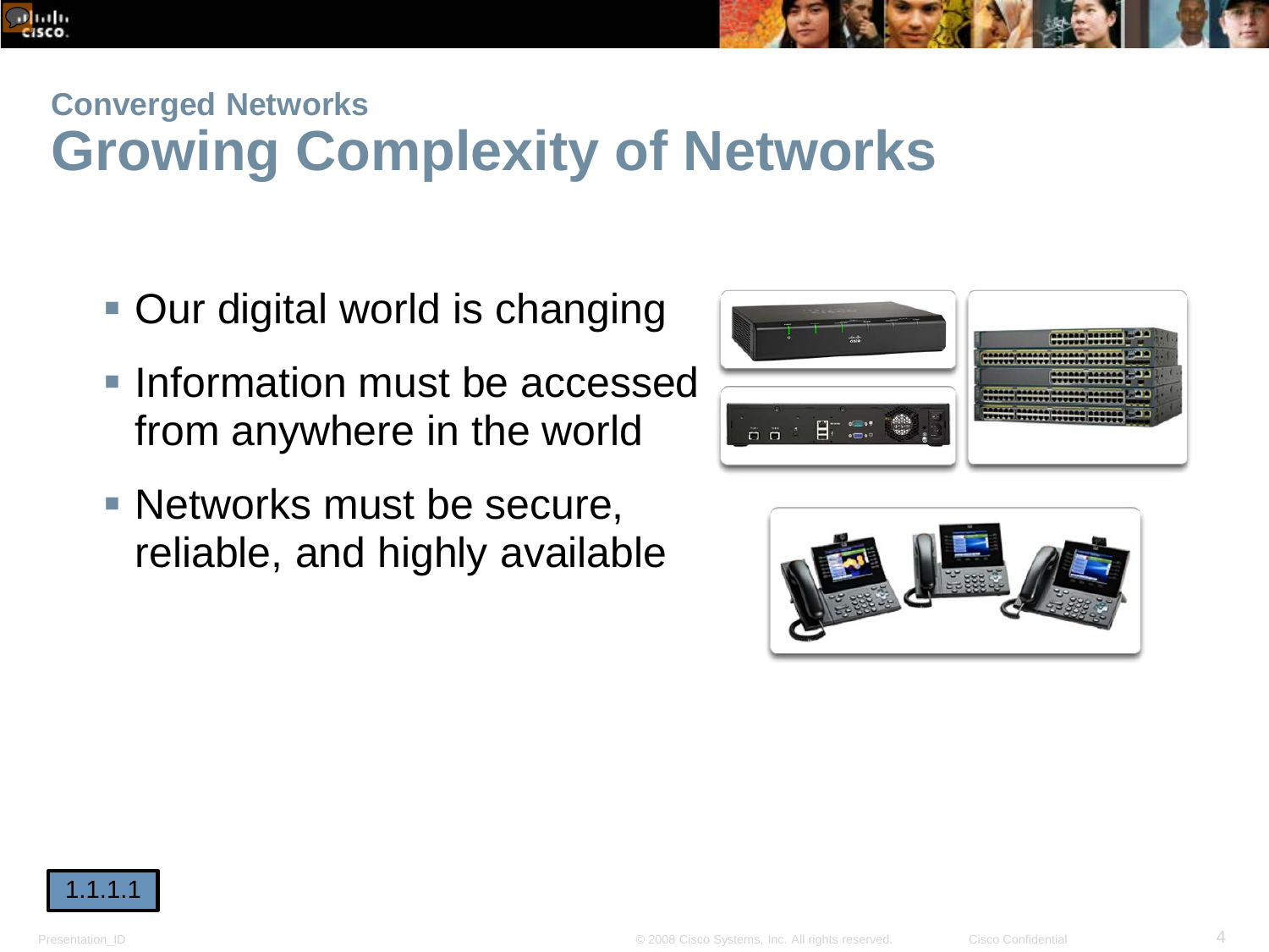## Converged Networks

# Growing Complexity of Networks

- Our digital world is changing
- Information must be accessed from anywhere in the world
- Networks must be secure, reliable, and highly available

1.1.1.1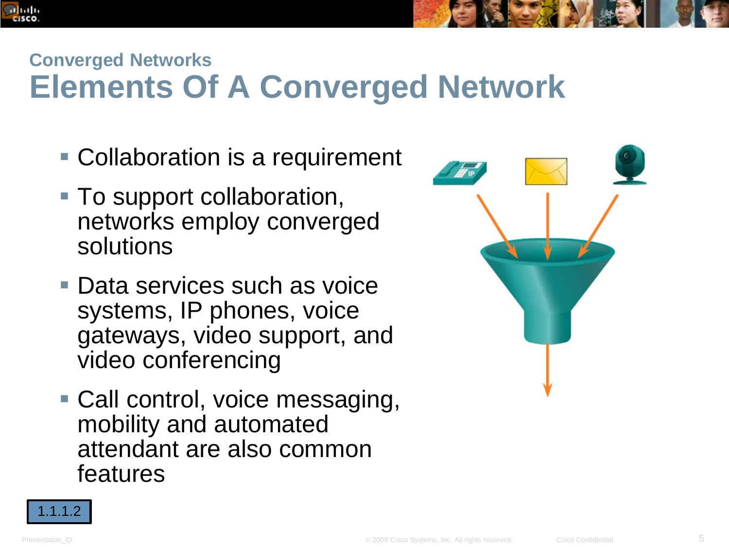## Converged Networks

# Elements Of A Converged Network

- Collaboration is a requirement
- To support collaboration, networks employ converged solutions
- Data services such as voice systems, IP phones, voice gateways, video support, and video conferencing
- Call control, voice messaging, mobility and automated attendant are also common features

1.1.1.2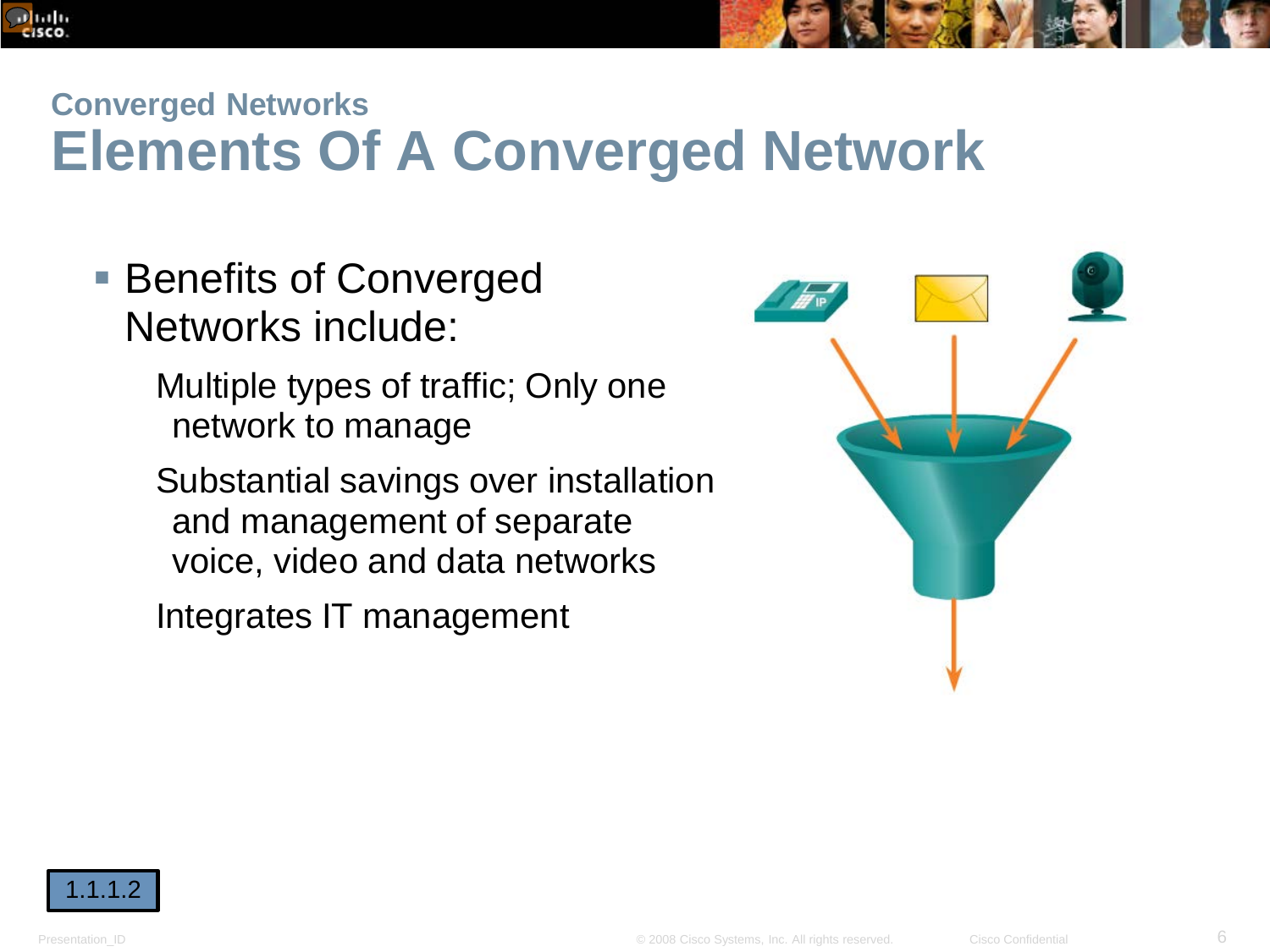## Converged Networks

# Elements Of A Converged Network

- Benefits of Converged Networks include:
  - Multiple types of traffic; Only one network to manage
  - Substantial savings over installation and management of separate voice, video and data networks
  - Integrates IT management

1.1.1.2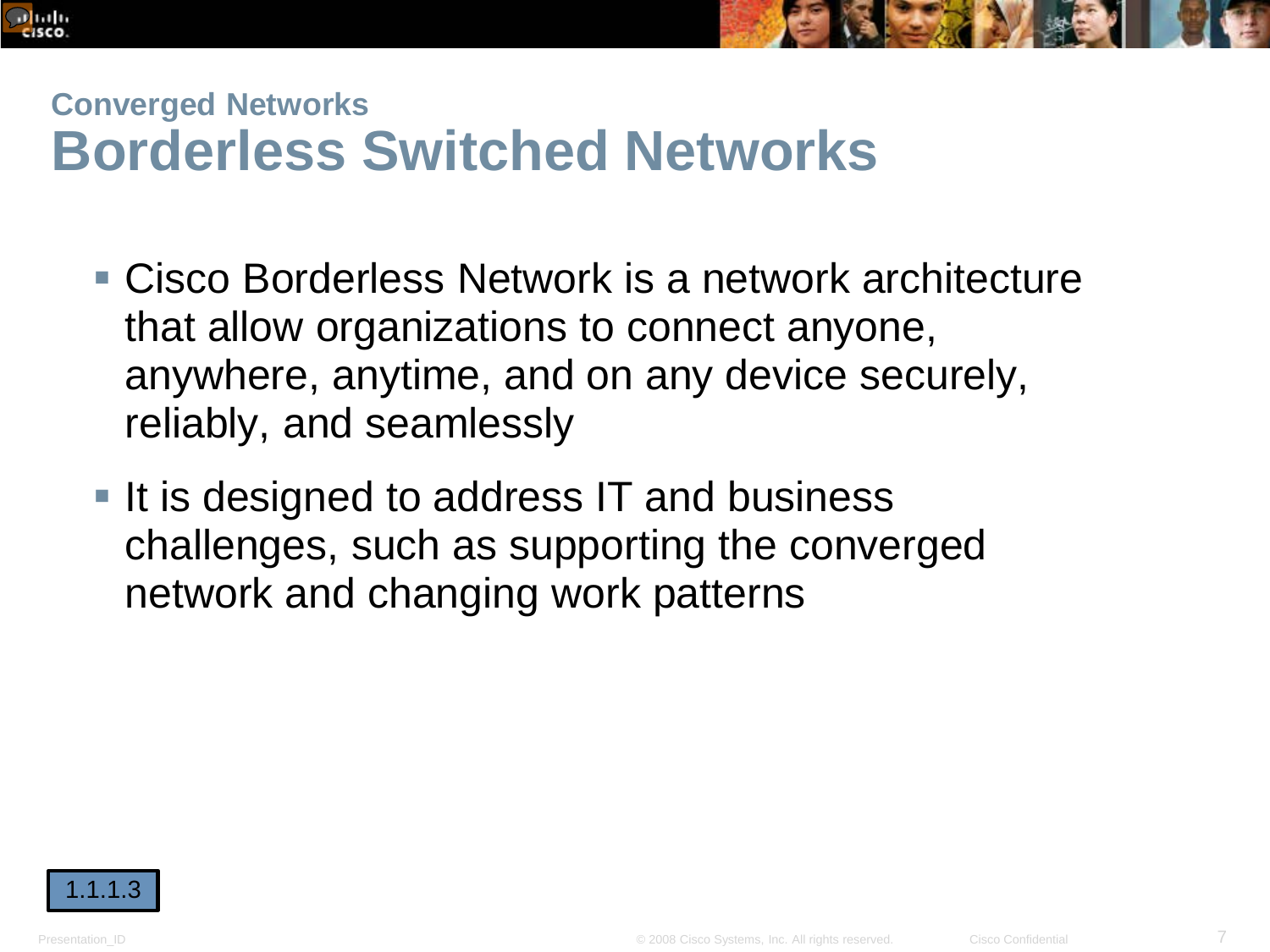### Converged Networks

# Borderless Switched Networks

- Cisco Borderless Network is a network architecture that allow organizations to connect anyone, anywhere, anytime, and on any device securely, reliably, and seamlessly
- It is designed to address IT and business challenges, such as supporting the converged network and changing work patterns

1.1.1.3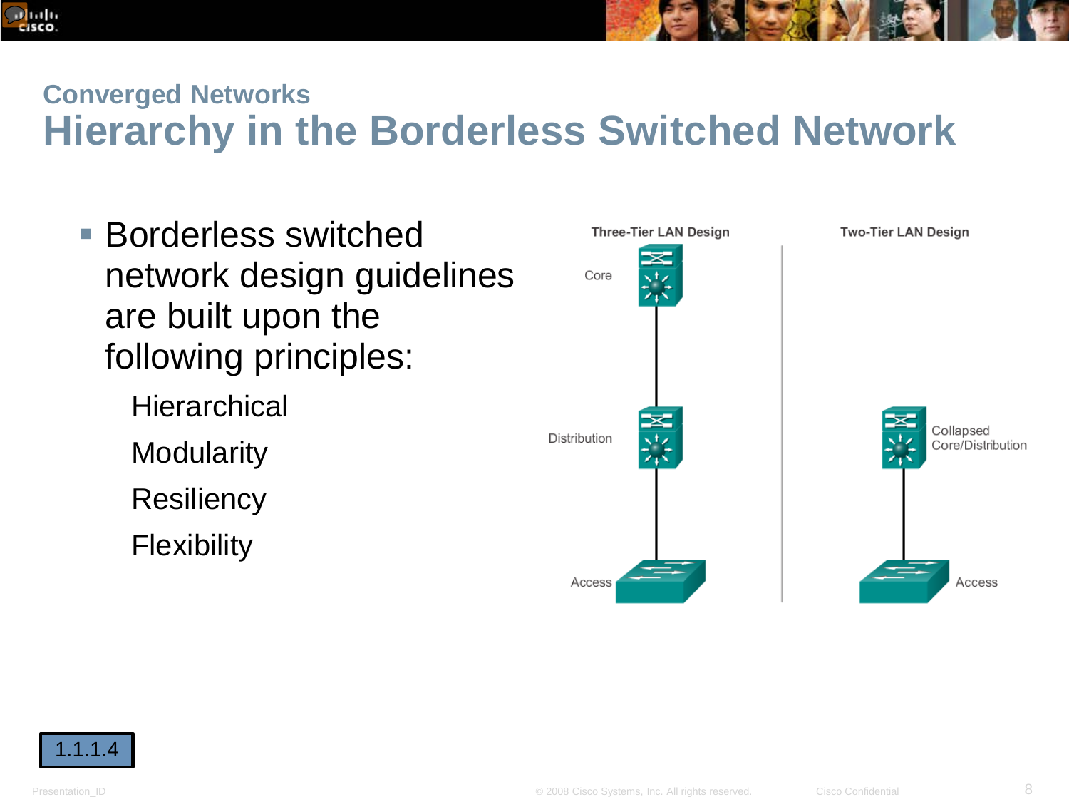## Converged Networks

# Hierarchy in the Borderless Switched Network

- Borderless switched network design guidelines are built upon the following principles:
  - Hierarchical
  - Modularity
  - Resiliency
  - Flexibility

Three-Tier LAN Design

Core

Distribution

Access

Two-Tier LAN Design

Collapsed Core/Distribution

Access

1.1.1.4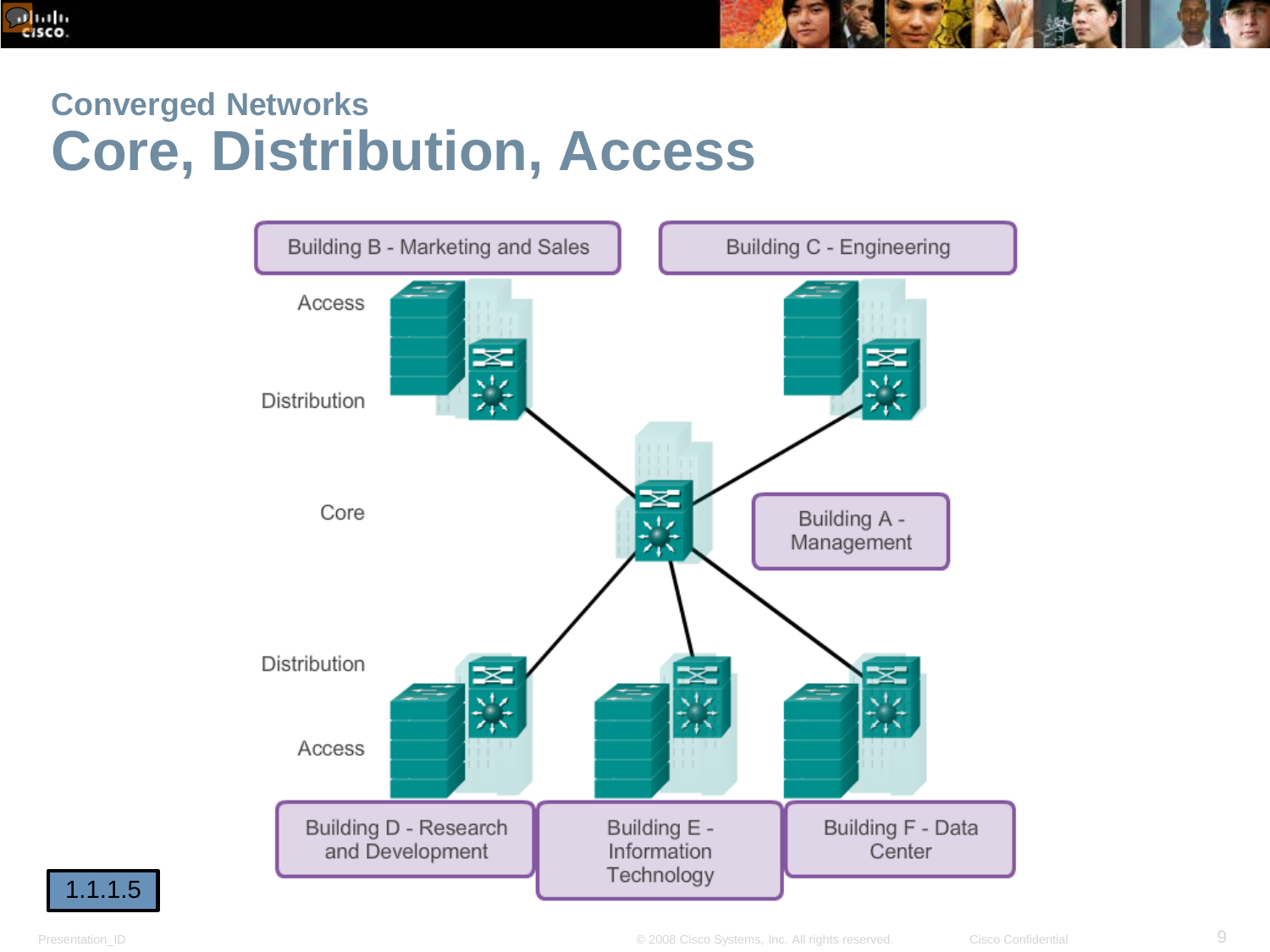## Converged Networks

# Core, Distribution, Access

Building B - Marketing and Sales

Building C - Engineering

Access

Distribution

Core

Building A - Management

Distribution

Access

Building D - Research and Development

Building E - Information Technology

Building F - Data Center

1.1.1.5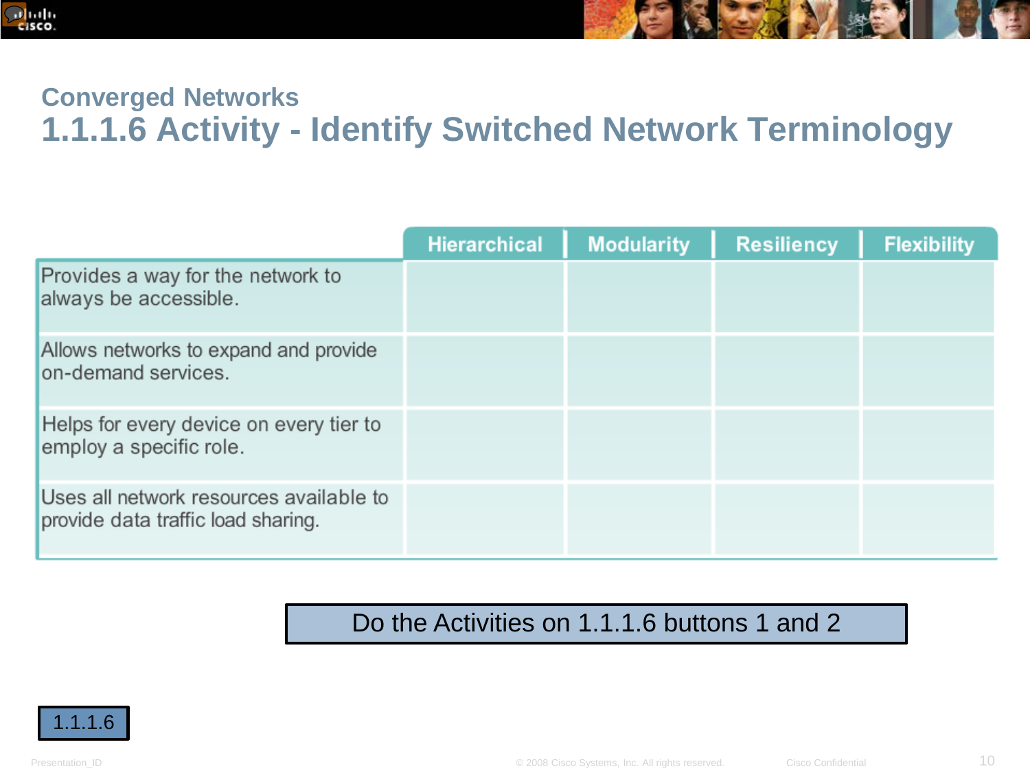## Converged Networks

# 1.1.1.6 Activity - Identify Switched Network Terminology

| | Hierarchical | Modularity | Resiliency | Flexibility |
|---|---|---|---|---|
| Provides a way for the network to always be accessible. | | | | |
| Allows networks to expand and provide on-demand services. | | | | |
| Helps for every device on every tier to employ a specific role. | | | | |
| Uses all network resources available to provide data traffic load sharing. | | | | |

Do the Activities on 1.1.1.6 buttons 1 and 2

1.1.1.6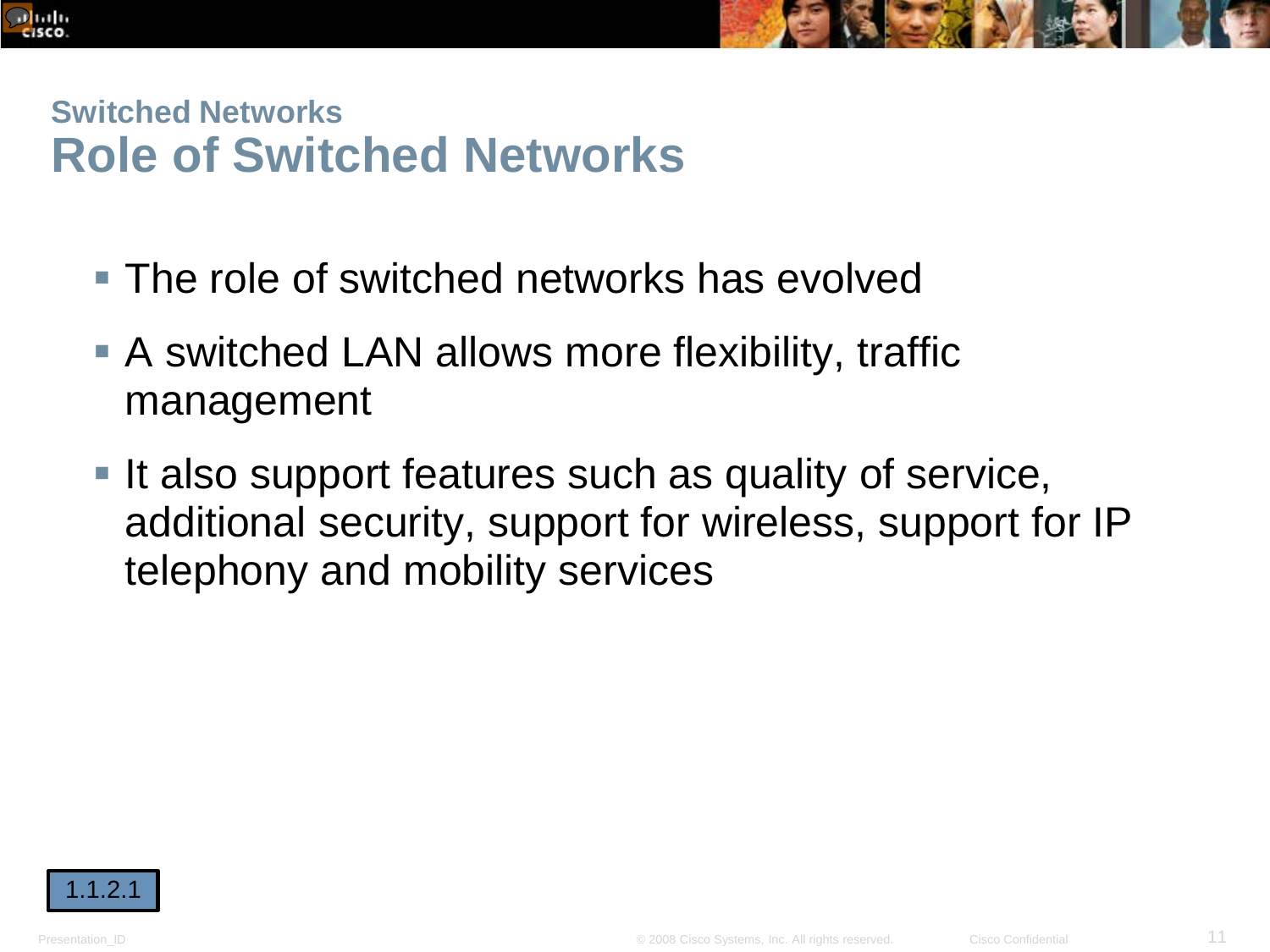### Switched Networks

# Role of Switched Networks

- The role of switched networks has evolved
- A switched LAN allows more flexibility, traffic management
- It also support features such as quality of service, additional security, support for wireless, support for IP telephony and mobility services

1.1.2.1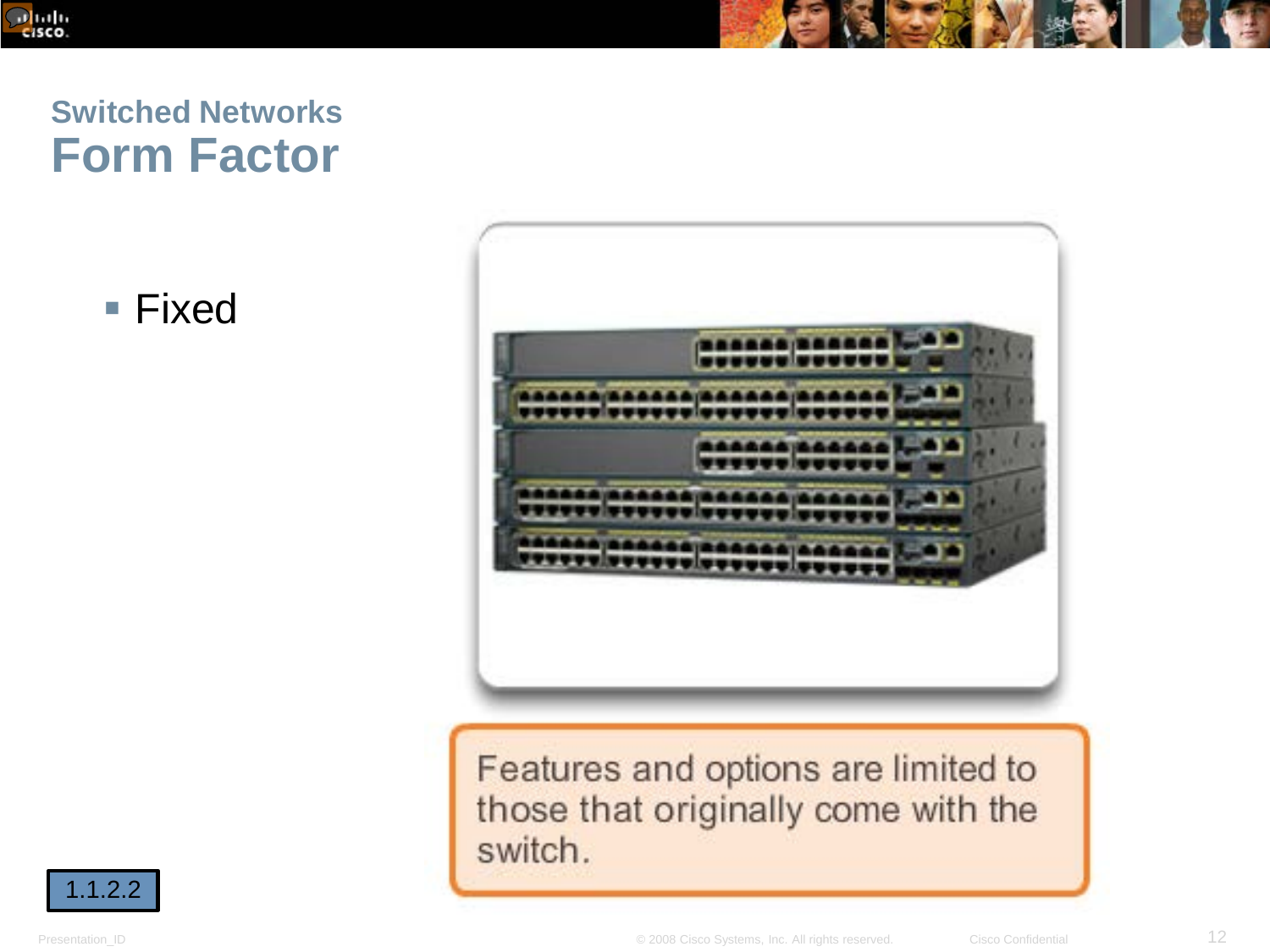## Switched Networks
# Form Factor

- Fixed

Features and options are limited to those that originally come with the switch.

1.1.2.2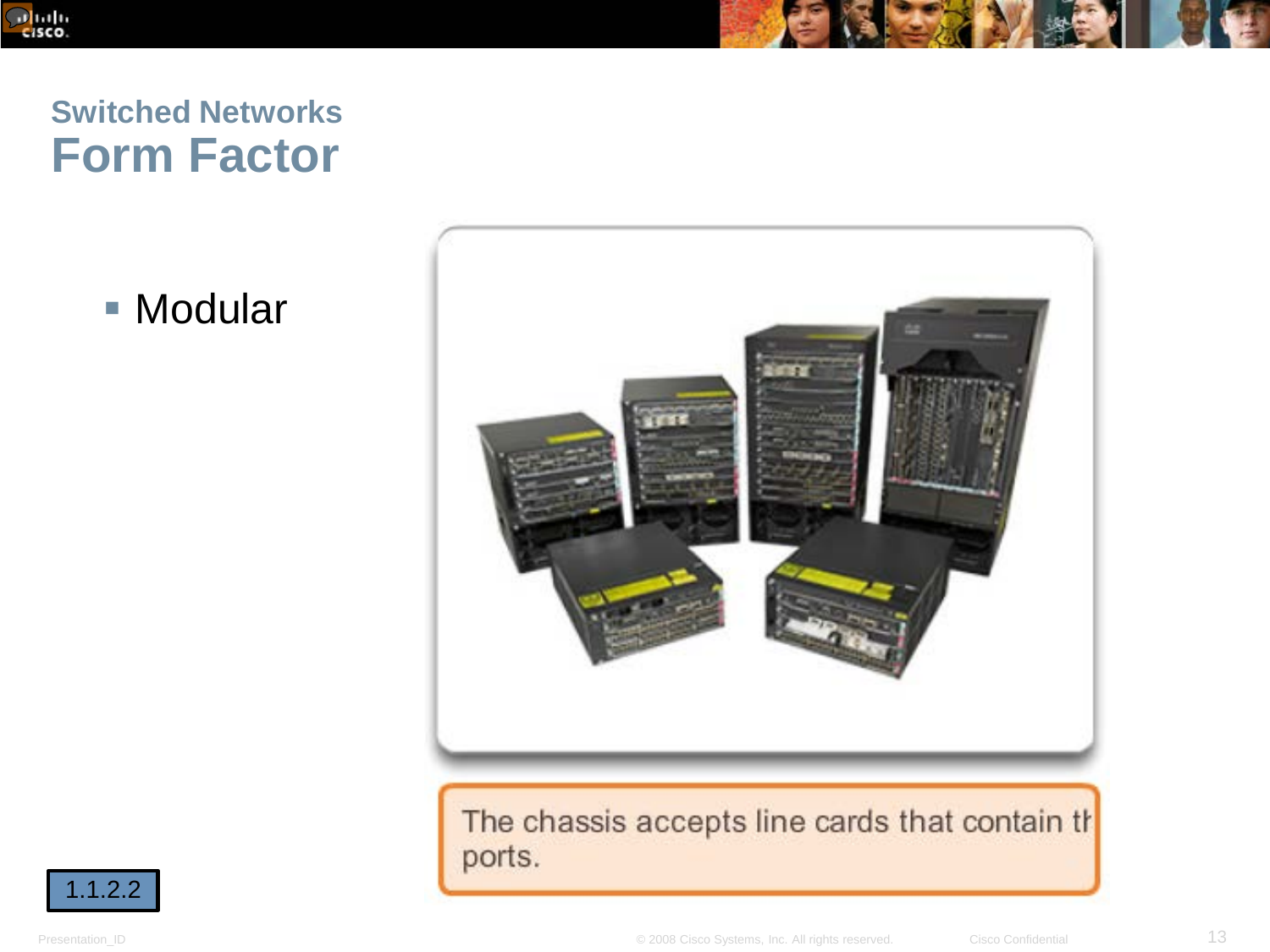## Switched Networks

# Form Factor

- Modular

The chassis accepts line cards that contain th ports.

1.1.2.2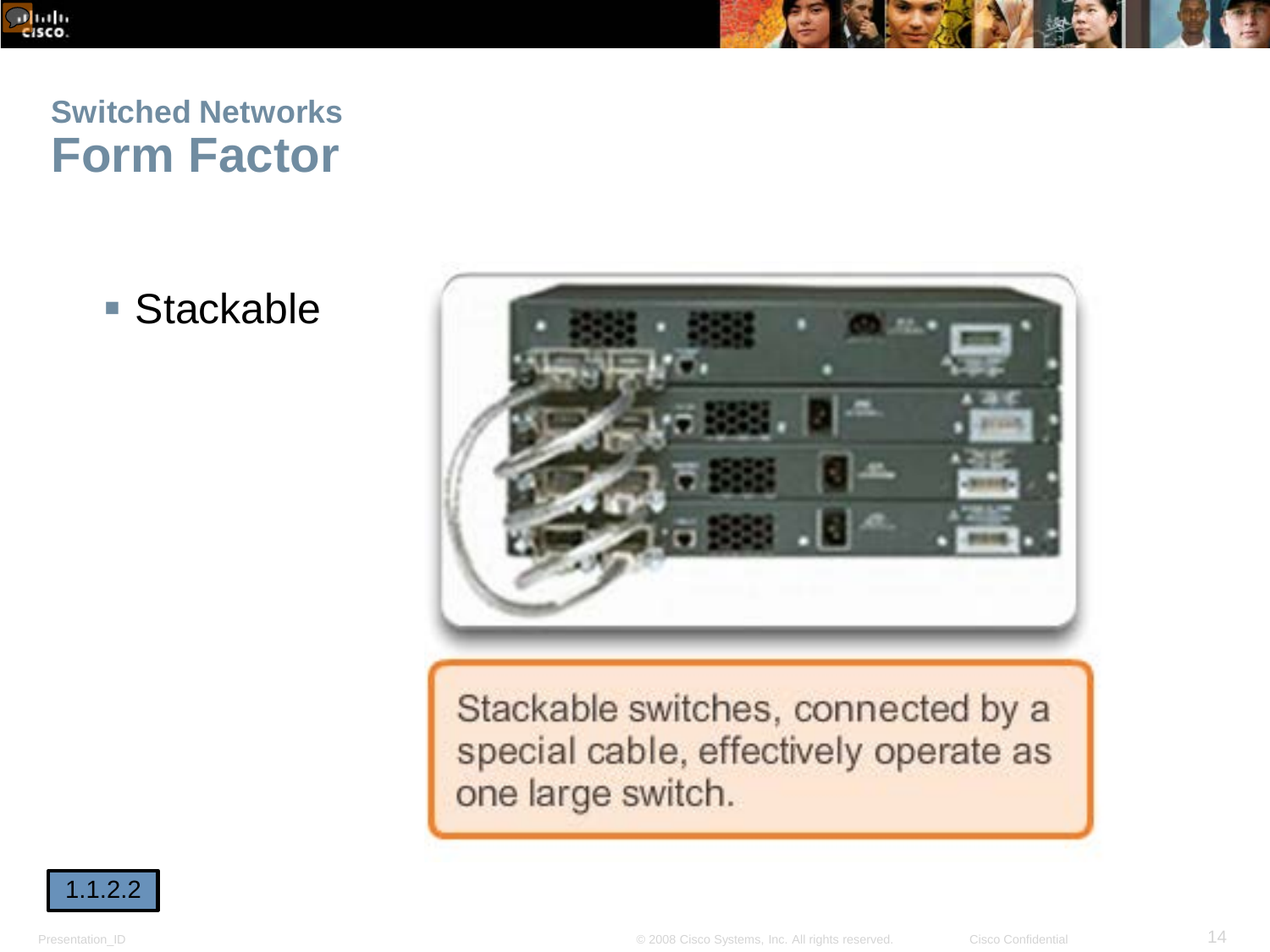## Switched Networks
# Form Factor

- Stackable

Stackable switches, connected by a special cable, effectively operate as one large switch.

1.1.2.2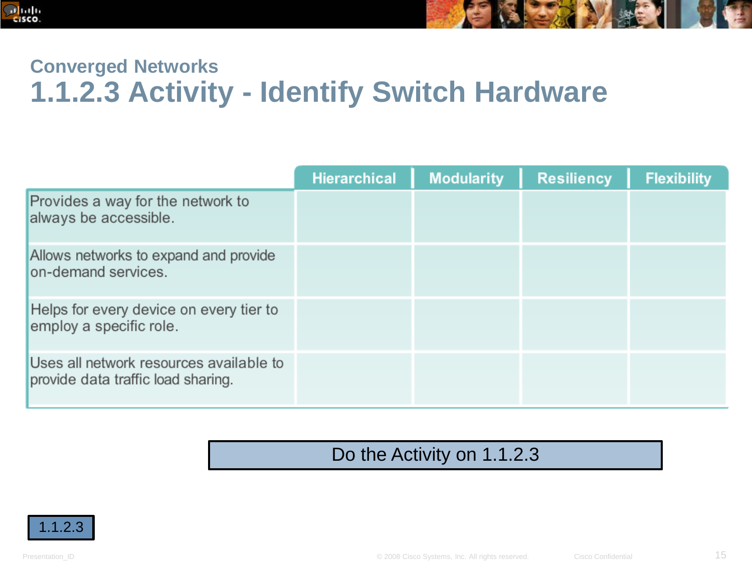## Converged Networks

# 1.1.2.3 Activity - Identify Switch Hardware

| | Hierarchical | Modularity | Resiliency | Flexibility |
|---|---|---|---|---|
| Provides a way for the network to always be accessible. | | | | |
| Allows networks to expand and provide on-demand services. | | | | |
| Helps for every device on every tier to employ a specific role. | | | | |
| Uses all network resources available to provide data traffic load sharing. | | | | |

Do the Activity on 1.1.2.3

1.1.2.3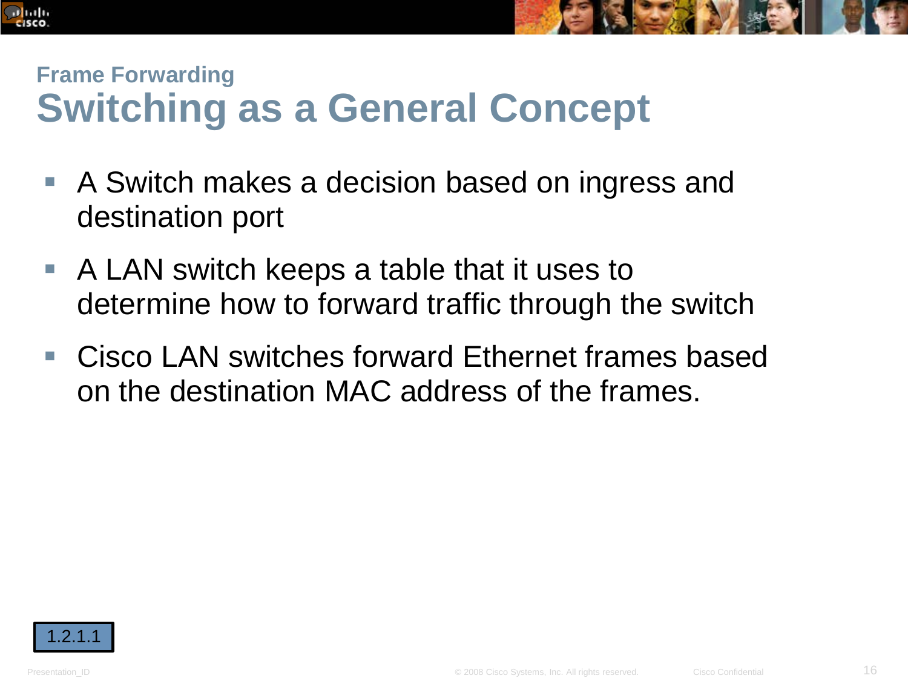## Frame Forwarding

# Switching as a General Concept

- A Switch makes a decision based on ingress and destination port
- A LAN switch keeps a table that it uses to determine how to forward traffic through the switch
- Cisco LAN switches forward Ethernet frames based on the destination MAC address of the frames.

1.2.1.1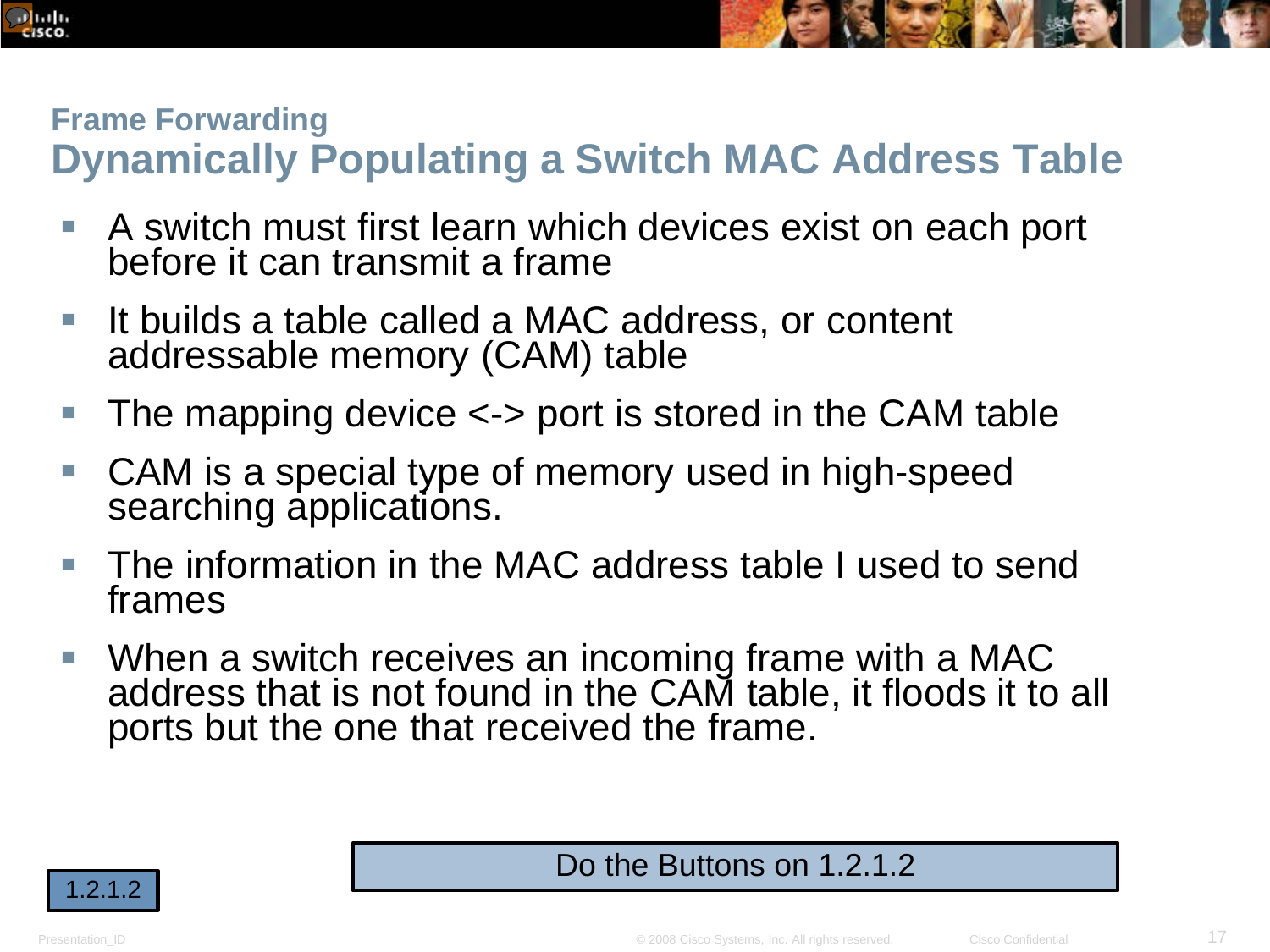## Frame Forwarding

# Dynamically Populating a Switch MAC Address Table

- A switch must first learn which devices exist on each port before it can transmit a frame
- It builds a table called a MAC address, or content addressable memory (CAM) table
- The mapping device <-> port is stored in the CAM table
- CAM is a special type of memory used in high-speed searching applications.
- The information in the MAC address table I used to send frames
- When a switch receives an incoming frame with a MAC address that is not found in the CAM table, it floods it to all ports but the one that received the frame.

1.2.1.2

Do the Buttons on 1.2.1.2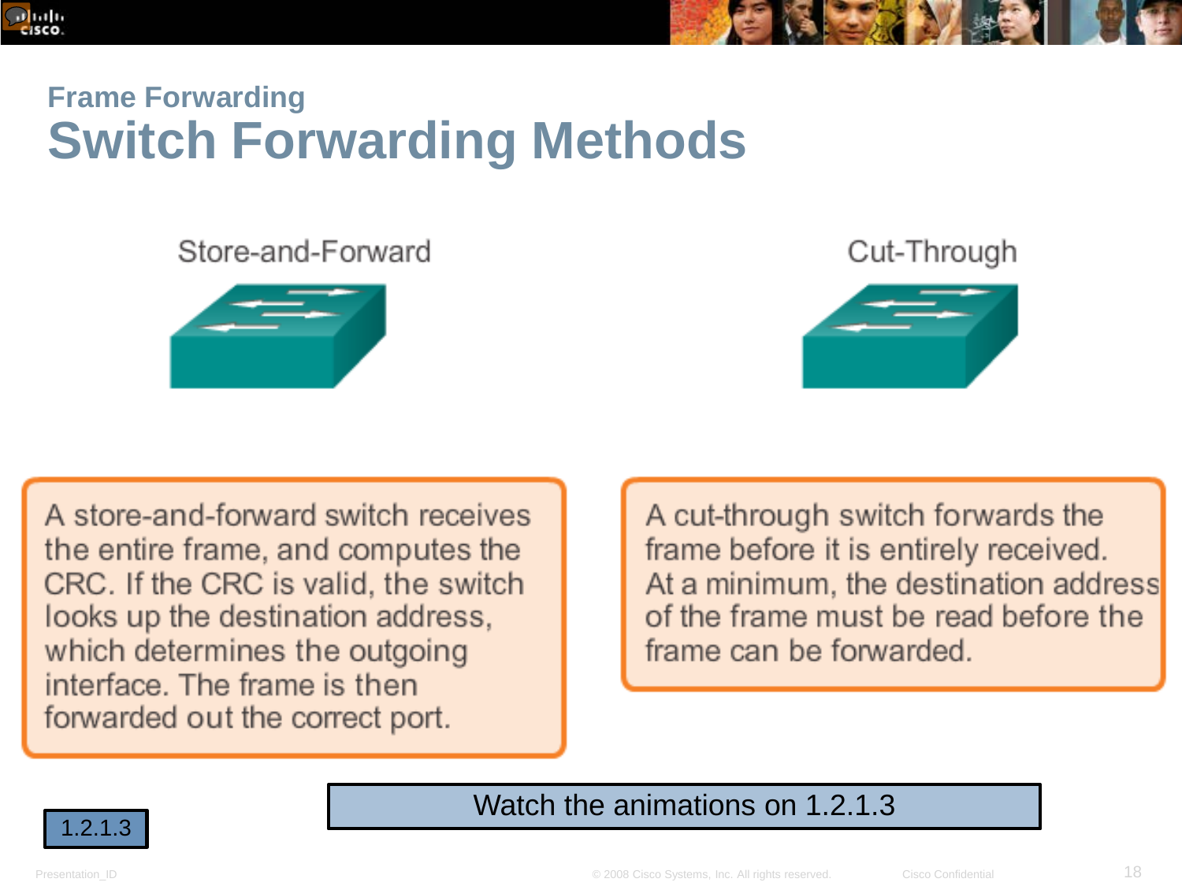## Frame Forwarding

# Switch Forwarding Methods

### Store-and-Forward

A store-and-forward switch receives the entire frame, and computes the CRC. If the CRC is valid, the switch looks up the destination address, which determines the outgoing interface. The frame is then forwarded out the correct port.

### Cut-Through

A cut-through switch forwards the frame before it is entirely received. At a minimum, the destination address of the frame must be read before the frame can be forwarded.

1.2.1.3

Watch the animations on 1.2.1.3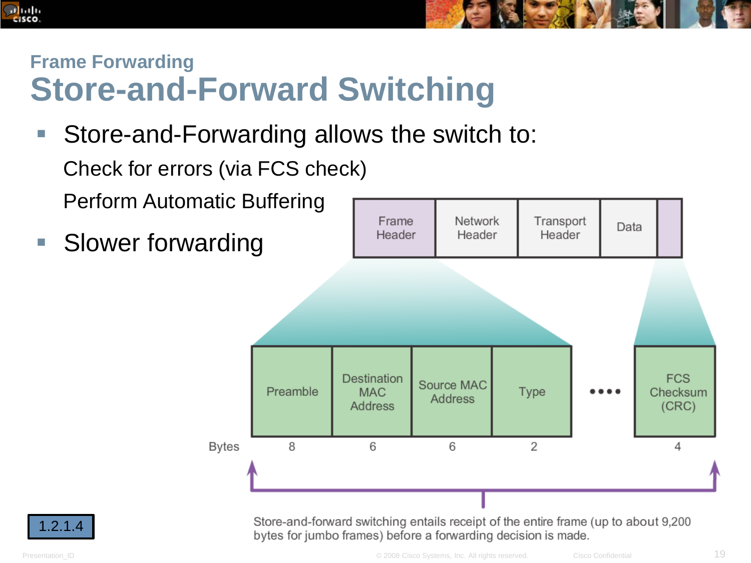## Frame Forwarding

# Store-and-Forward Switching

- Store-and-Forwarding allows the switch to:

  Check for errors (via FCS check)

  Perform Automatic Buffering

- Slower forwarding

| Frame Header | Network Header | Transport Header | Data | |
|---|---|---|---|---|

| | Preamble | Destination MAC Address | Source MAC Address | Type | •••• | FCS Checksum (CRC) |
|---|---|---|---|---|---|---|
| Bytes | 8 | 6 | 6 | 2 | | 4 |

Store-and-forward switching entails receipt of the entire frame (up to about 9,200 bytes for jumbo frames) before a forwarding decision is made.

1.2.1.4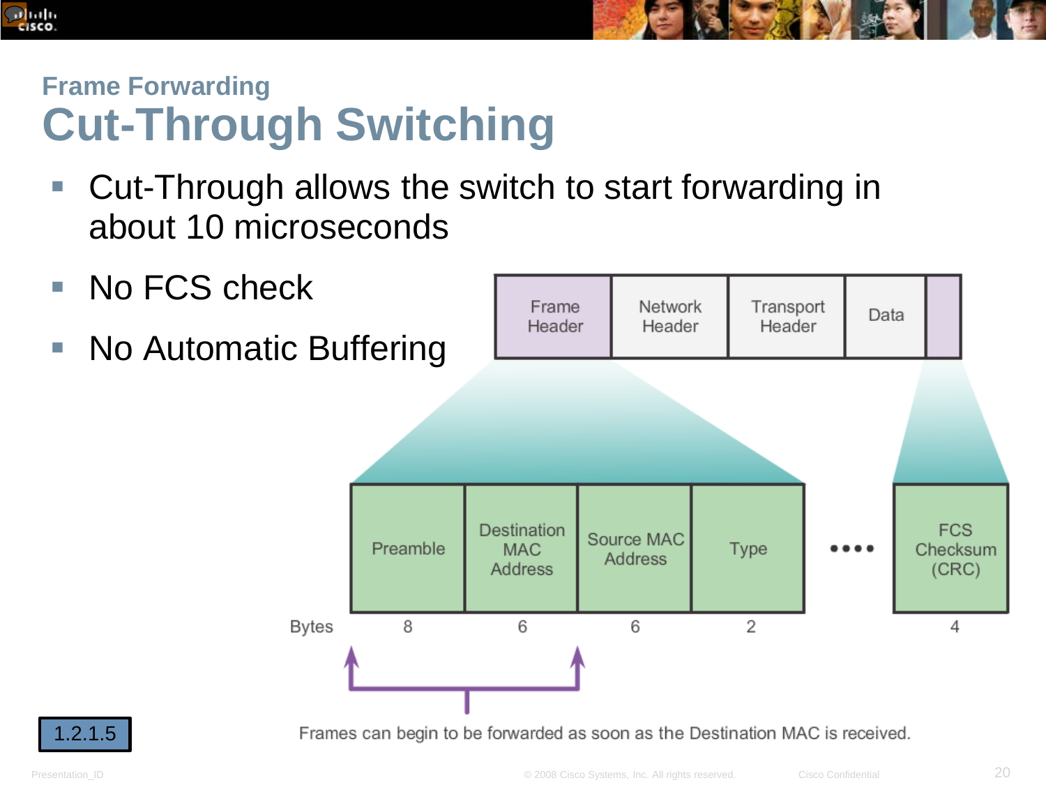## Frame Forwarding

# Cut-Through Switching

- Cut-Through allows the switch to start forwarding in about 10 microseconds
- No FCS check
- No Automatic Buffering

| Frame Header | Network Header | Transport Header | Data | |
|---|---|---|---|---|

| | Preamble | Destination MAC Address | Source MAC Address | Type | •••• | FCS Checksum (CRC) |
|---|---|---|---|---|---|---|
| Bytes | 8 | 6 | 6 | 2 | | 4 |

Frames can begin to be forwarded as soon as the Destination MAC is received.

1.2.1.5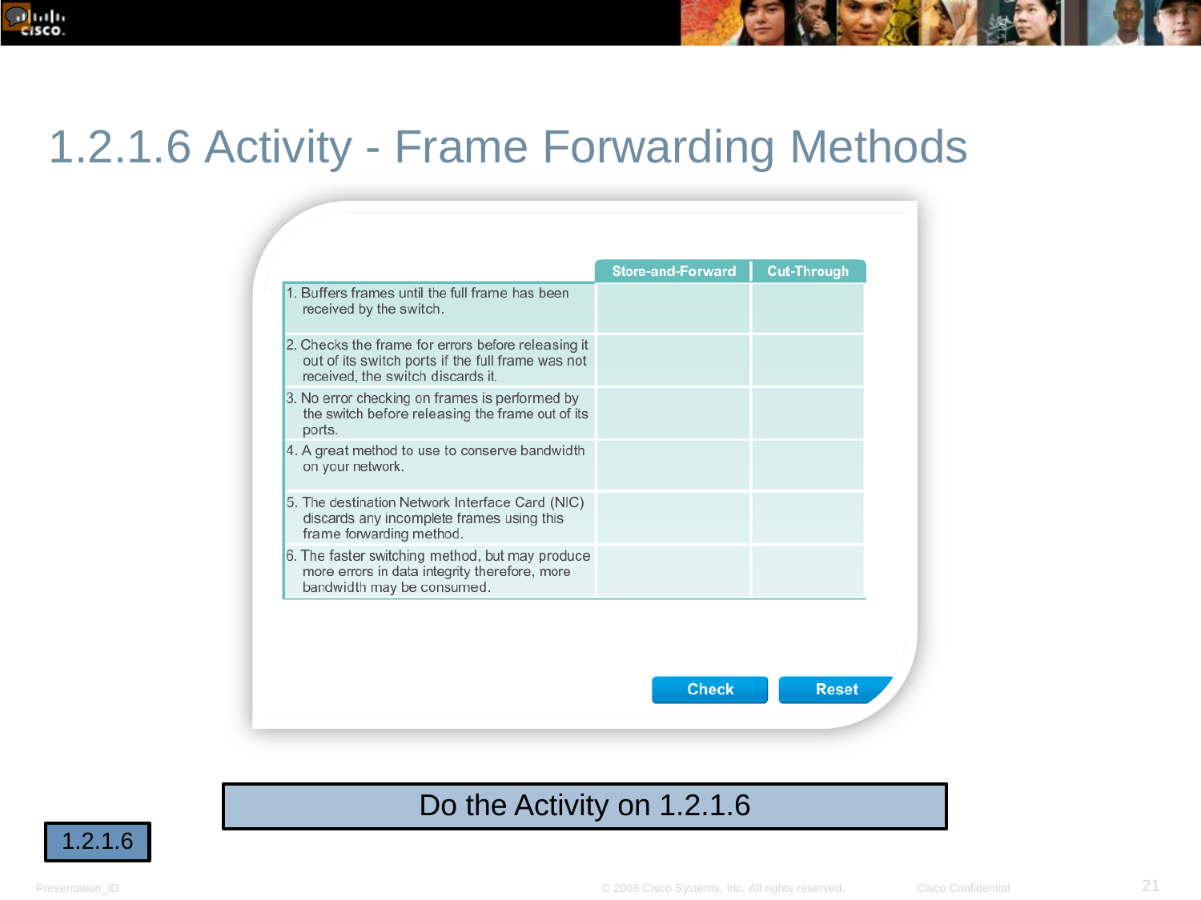# 1.2.1.6 Activity - Frame Forwarding Methods

| | Store-and-Forward | Cut-Through |
|---|---|---|
| 1. Buffers frames until the full frame has been received by the switch. | | |
| 2. Checks the frame for errors before releasing it out of its switch ports if the full frame was not received, the switch discards it. | | |
| 3. No error checking on frames is performed by the switch before releasing the frame out of its ports. | | |
| 4. A great method to use to conserve bandwidth on your network. | | |
| 5. The destination Network Interface Card (NIC) discards any incomplete frames using this frame forwarding method. | | |
| 6. The faster switching method, but may produce more errors in data integrity therefore, more bandwidth may be consumed. | | |

Check  Reset

Do the Activity on 1.2.1.6

1.2.1.6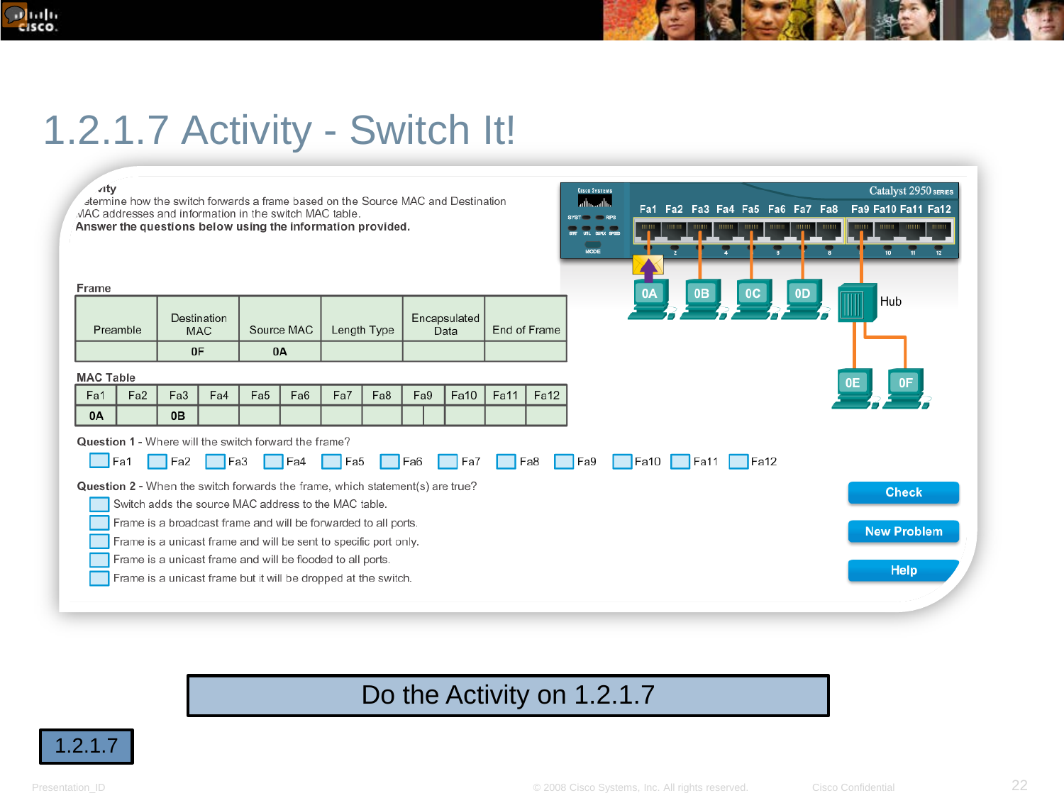# 1.2.1.7 Activity - Switch It!

**Activity**

Determine how the switch forwards a frame based on the Source MAC and Destination MAC addresses and information in the switch MAC table.

**Answer the questions below using the information provided.**

**Frame**

| Preamble | Destination MAC | Source MAC | Length Type | Encapsulated Data | End of Frame |
|---|---|---|---|---|---|
| | 0F | 0A | | | |

**MAC Table**

| Fa1 | Fa2 | Fa3 | Fa4 | Fa5 | Fa6 | Fa7 | Fa8 | Fa9 | Fa10 | Fa11 | Fa12 |
|---|---|---|---|---|---|---|---|---|---|---|---|
| 0A | | 0B | | | | | | | | | |

Catalyst 2950 SERIES

Fa1 Fa2 Fa3 Fa4 Fa5 Fa6 Fa7 Fa8 Fa9 Fa10 Fa11 Fa12

0A 0B 0C 0D Hub 0E 0F

**Question 1** - Where will the switch forward the frame?

- [ ] Fa1
- [ ] Fa2
- [ ] Fa3
- [ ] Fa4
- [ ] Fa5
- [ ] Fa6
- [ ] Fa7
- [ ] Fa8
- [ ] Fa9
- [ ] Fa10
- [ ] Fa11
- [ ] Fa12

**Question 2** - When the switch forwards the frame, which statement(s) are true?

- [ ] Switch adds the source MAC address to the MAC table.
- [ ] Frame is a broadcast frame and will be forwarded to all ports.
- [ ] Frame is a unicast frame and will be sent to specific port only.
- [ ] Frame is a unicast frame and will be flooded to all ports.
- [ ] Frame is a unicast frame but it will be dropped at the switch.

Check

New Problem

Help

Do the Activity on 1.2.1.7

1.2.1.7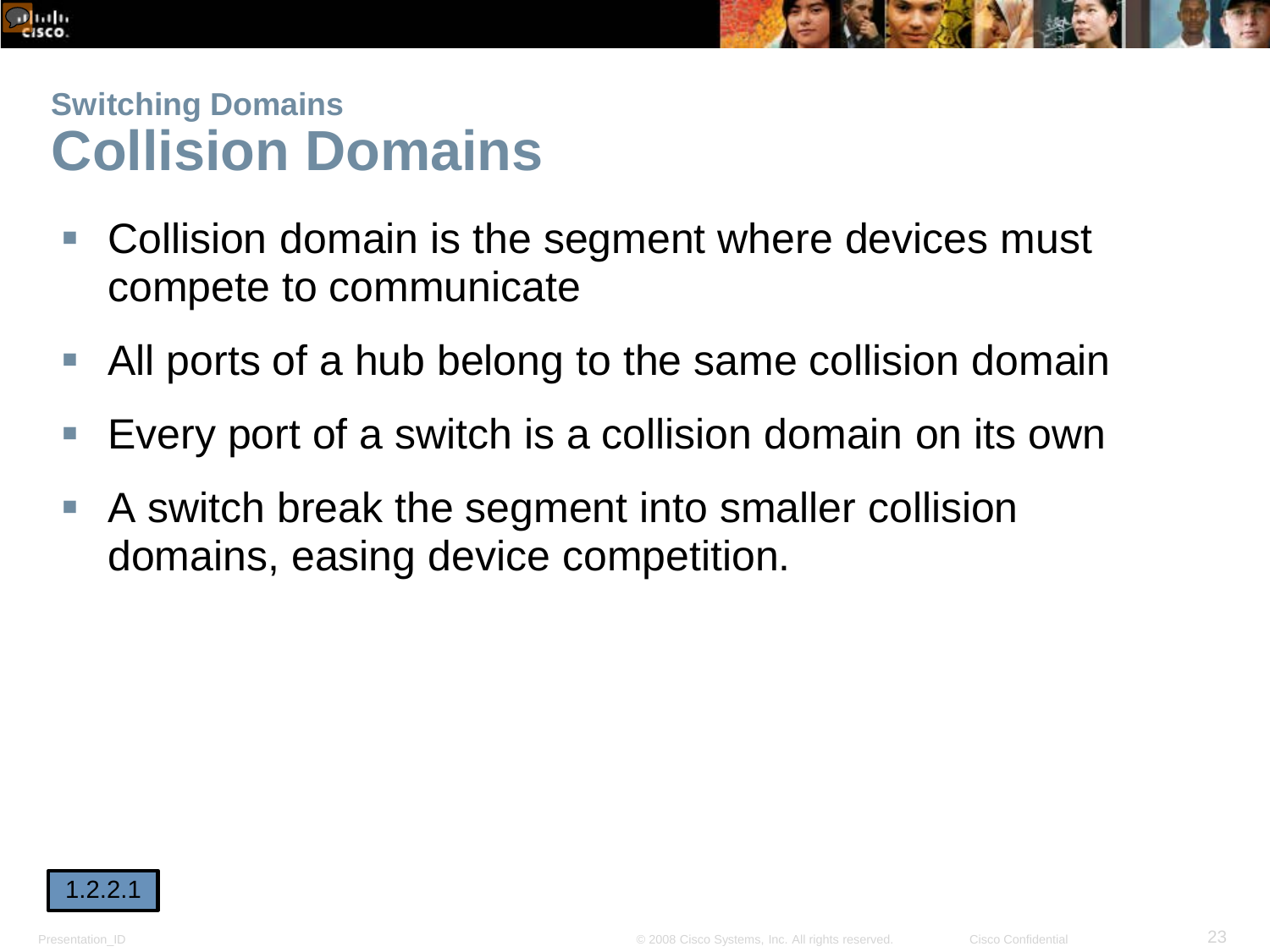### Switching Domains

# Collision Domains

- Collision domain is the segment where devices must compete to communicate
- All ports of a hub belong to the same collision domain
- Every port of a switch is a collision domain on its own
- A switch break the segment into smaller collision domains, easing device competition.

1.2.2.1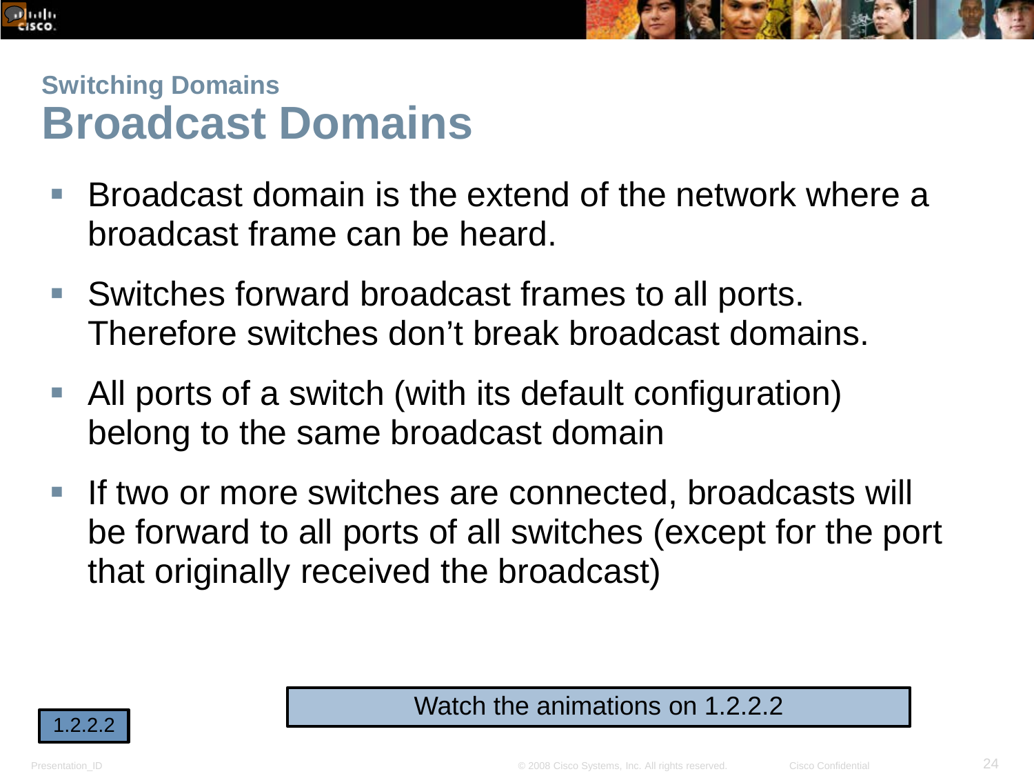### Switching Domains

# Broadcast Domains

- Broadcast domain is the extend of the network where a broadcast frame can be heard.
- Switches forward broadcast frames to all ports. Therefore switches don't break broadcast domains.
- All ports of a switch (with its default configuration) belong to the same broadcast domain
- If two or more switches are connected, broadcasts will be forward to all ports of all switches (except for the port that originally received the broadcast)

1.2.2.2

Watch the animations on 1.2.2.2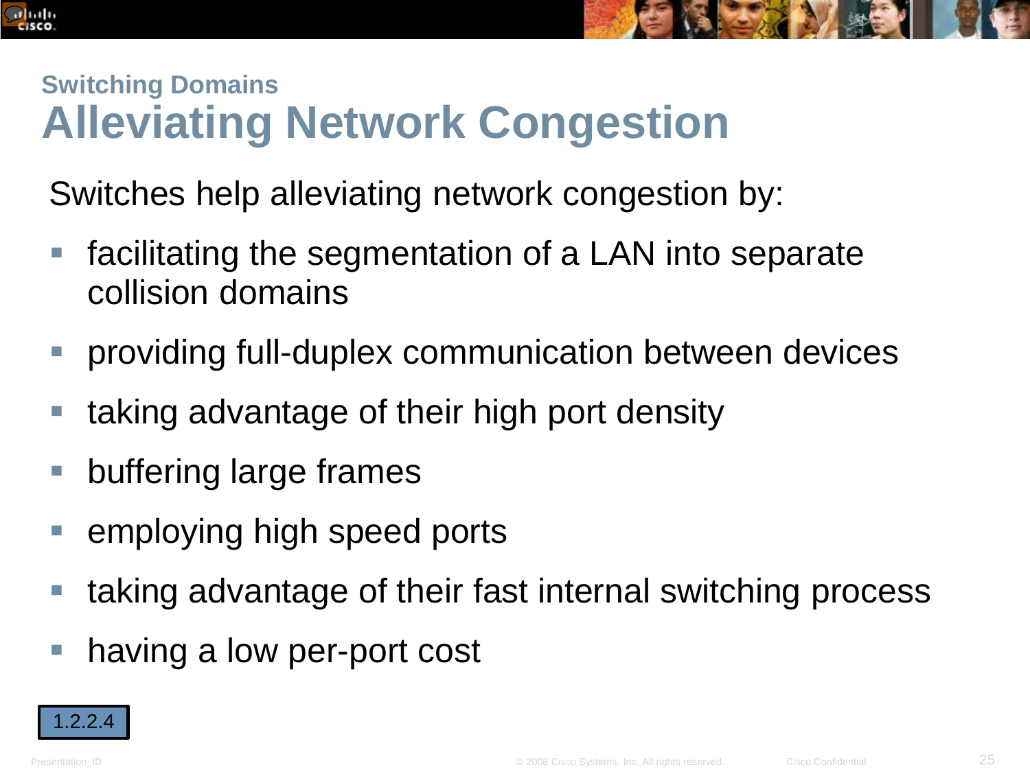## Switching Domains

# Alleviating Network Congestion

Switches help alleviating network congestion by:

- facilitating the segmentation of a LAN into separate collision domains
- providing full-duplex communication between devices
- taking advantage of their high port density
- buffering large frames
- employing high speed ports
- taking advantage of their fast internal switching process
- having a low per-port cost

1.2.2.4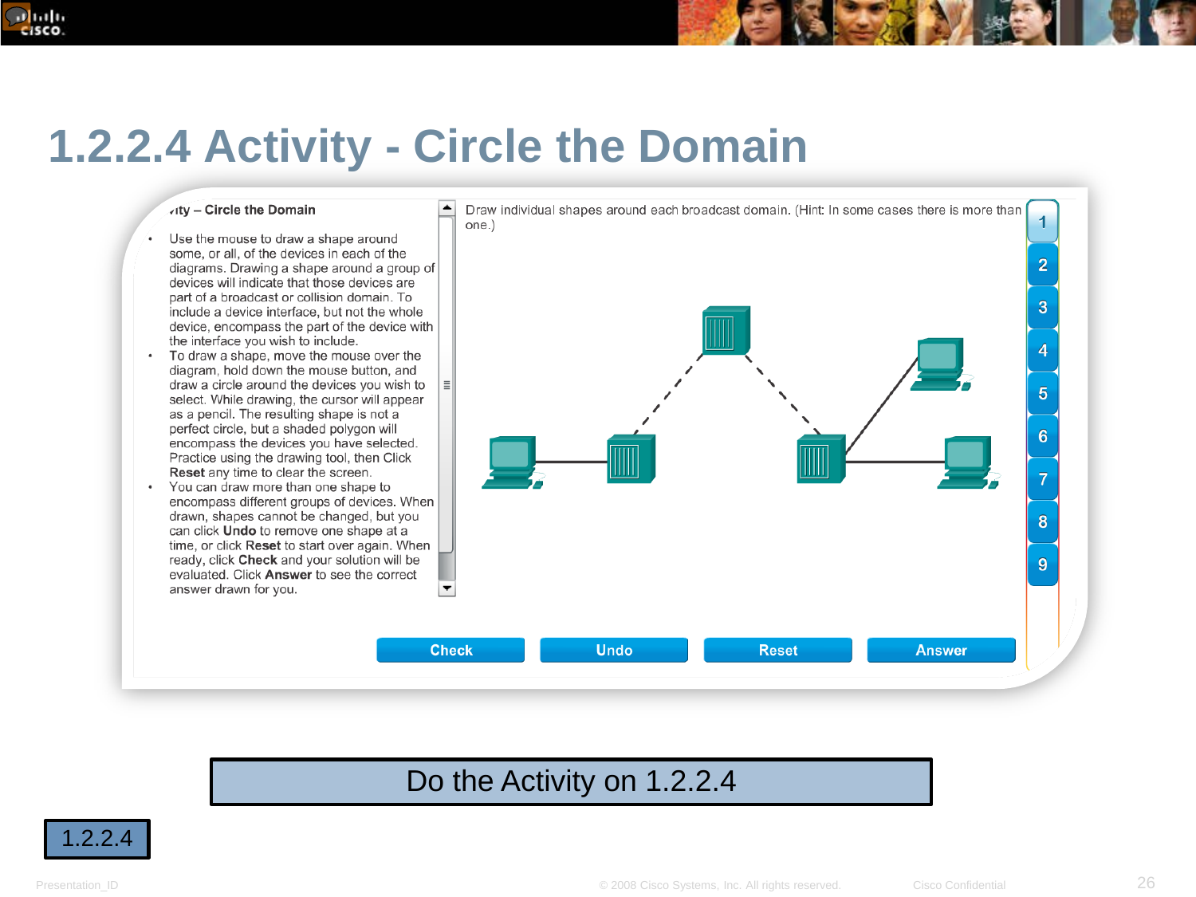# 1.2.2.4 Activity - Circle the Domain

ıity – Circle the Domain

- Use the mouse to draw a shape around some, or all, of the devices in each of the diagrams. Drawing a shape around a group of devices will indicate that those devices are part of a broadcast or collision domain. To include a device interface, but not the whole device, encompass the part of the device with the interface you wish to include.
- To draw a shape, move the mouse over the diagram, hold down the mouse button, and draw a circle around the devices you wish to select. While drawing, the cursor will appear as a pencil. The resulting shape is not a perfect circle, but a shaded polygon will encompass the devices you have selected. Practice using the drawing tool, then Click **Reset** any time to clear the screen.
- You can draw more than one shape to encompass different groups of devices. When drawn, shapes cannot be changed, but you can click **Undo** to remove one shape at a time, or click **Reset** to start over again. When ready, click **Check** and your solution will be evaluated. Click **Answer** to see the correct answer drawn for you.

Draw individual shapes around each broadcast domain. (Hint: In some cases there is more than one.)

1 2 3 4 5 6 7 8 9

Check | Undo | Reset | Answer

Do the Activity on 1.2.2.4

1.2.2.4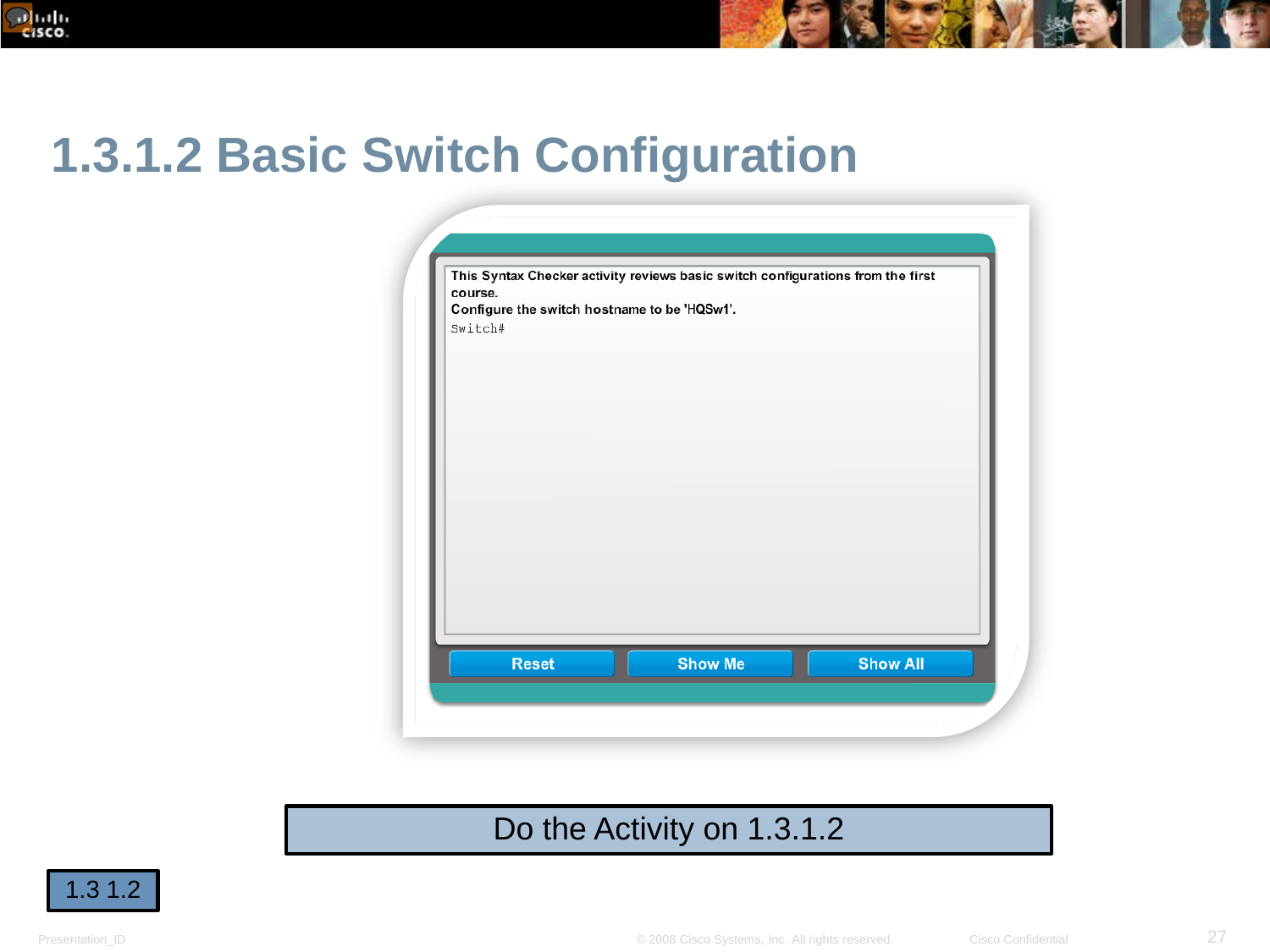# 1.3.1.2 Basic Switch Configuration

This Syntax Checker activity reviews basic switch configurations from the first course.

Configure the switch hostname to be 'HQSw1'.

```
Switch#
```

Reset | Show Me | Show All

Do the Activity on 1.3.1.2

1.3 1.2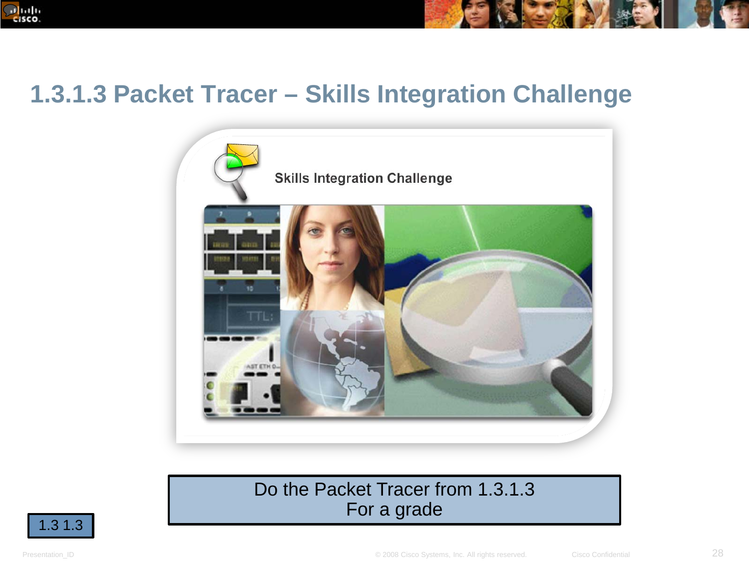# 1.3.1.3 Packet Tracer – Skills Integration Challenge

Do the Packet Tracer from 1.3.1.3
For a grade

1.3 1.3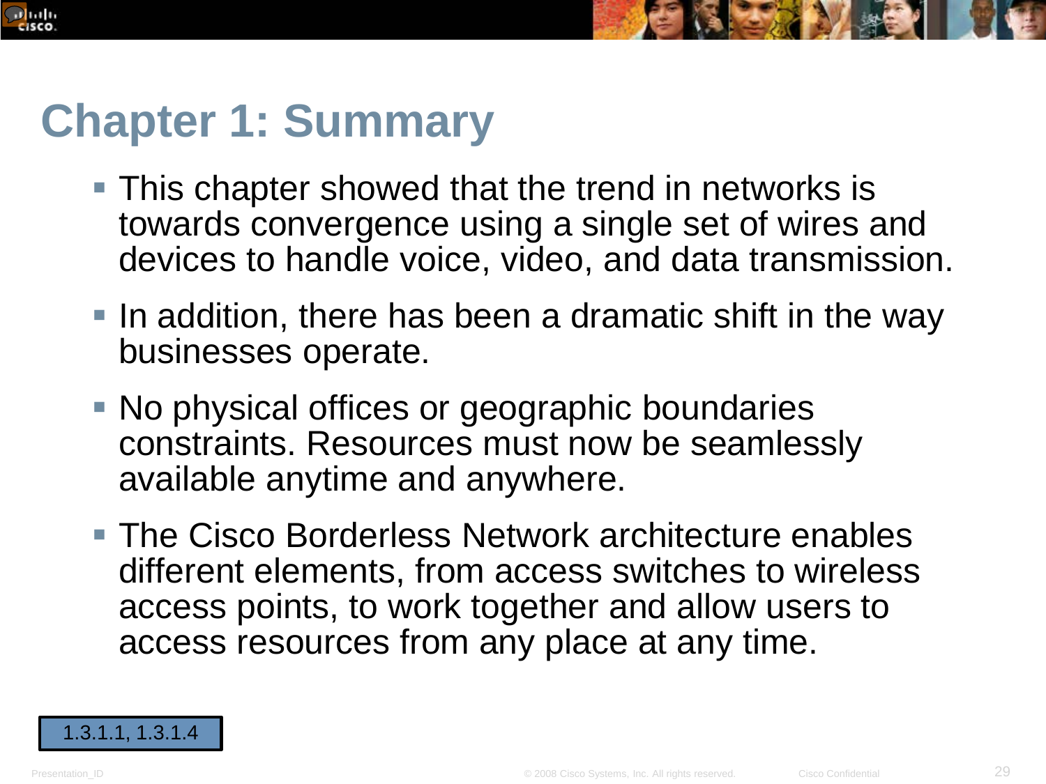# Chapter 1: Summary

- This chapter showed that the trend in networks is towards convergence using a single set of wires and devices to handle voice, video, and data transmission.
- In addition, there has been a dramatic shift in the way businesses operate.
- No physical offices or geographic boundaries constraints. Resources must now be seamlessly available anytime and anywhere.
- The Cisco Borderless Network architecture enables different elements, from access switches to wireless access points, to work together and allow users to access resources from any place at any time.

1.3.1.1, 1.3.1.4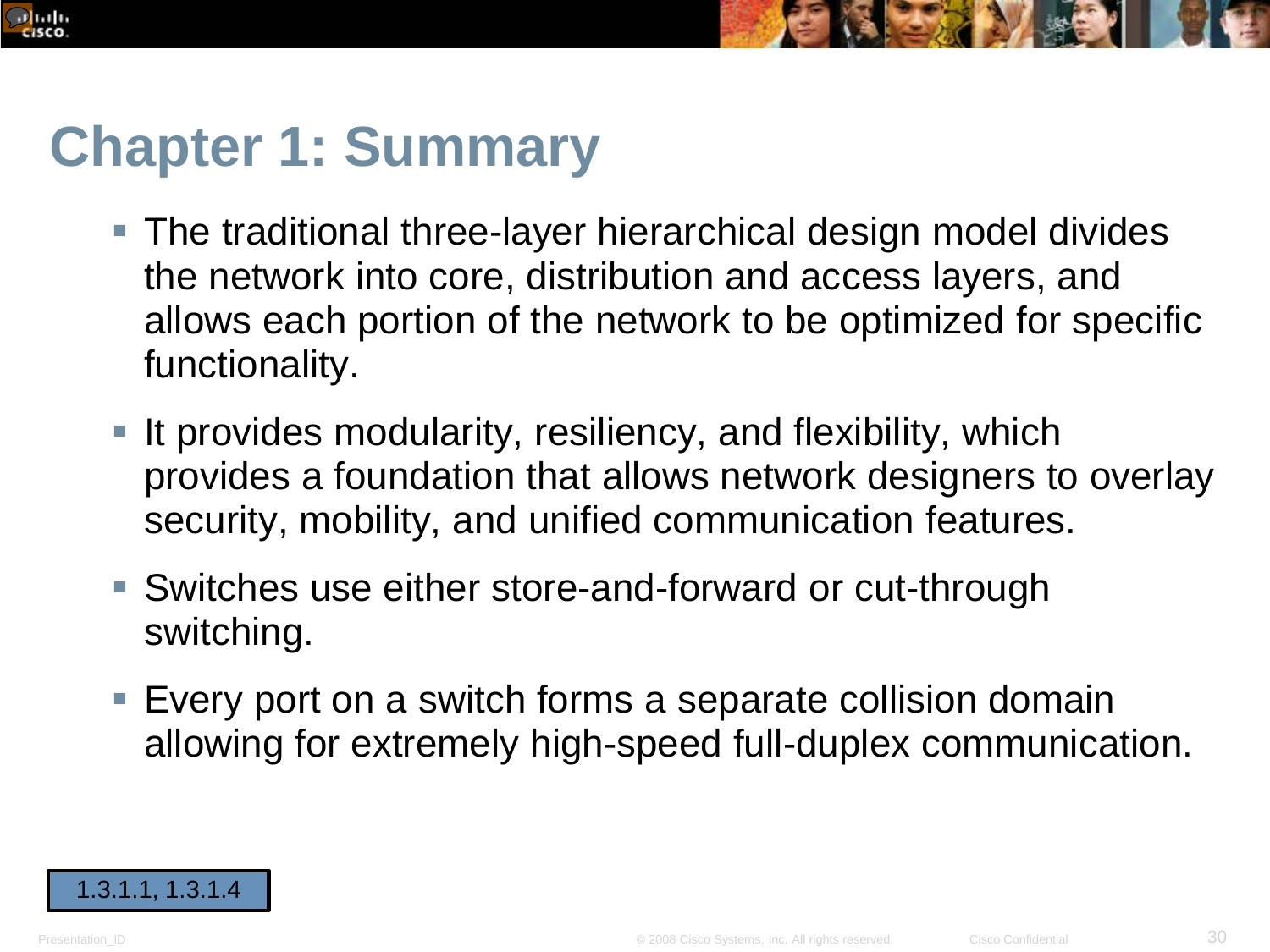# Chapter 1: Summary

- The traditional three-layer hierarchical design model divides the network into core, distribution and access layers, and allows each portion of the network to be optimized for specific functionality.
- It provides modularity, resiliency, and flexibility, which provides a foundation that allows network designers to overlay security, mobility, and unified communication features.
- Switches use either store-and-forward or cut-through switching.
- Every port on a switch forms a separate collision domain allowing for extremely high-speed full-duplex communication.

1.3.1.1, 1.3.1.4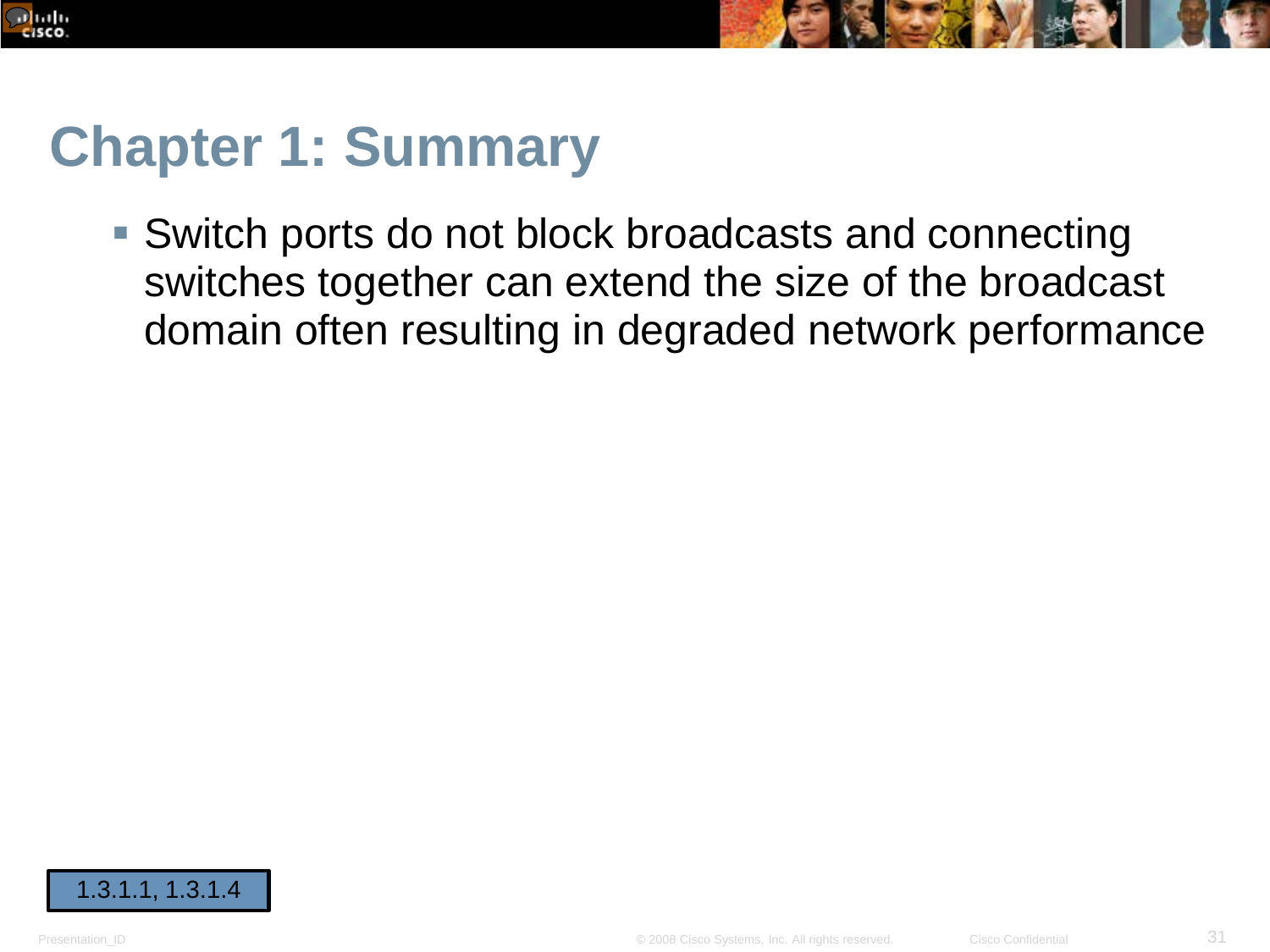# Chapter 1: Summary

- Switch ports do not block broadcasts and connecting switches together can extend the size of the broadcast domain often resulting in degraded network performance

1.3.1.1, 1.3.1.4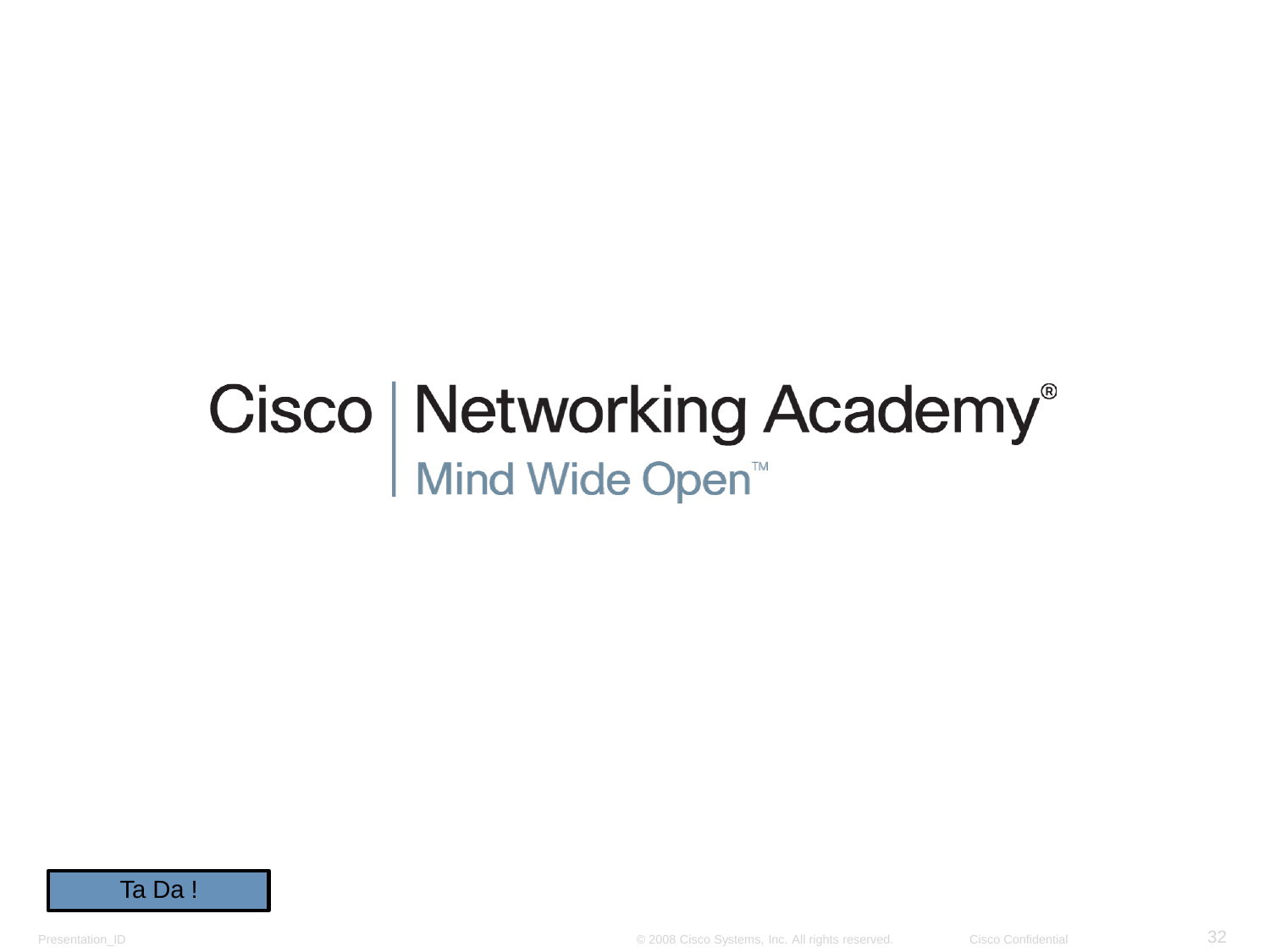Cisco | Networking Academy®

Mind Wide Open™

Ta Da !